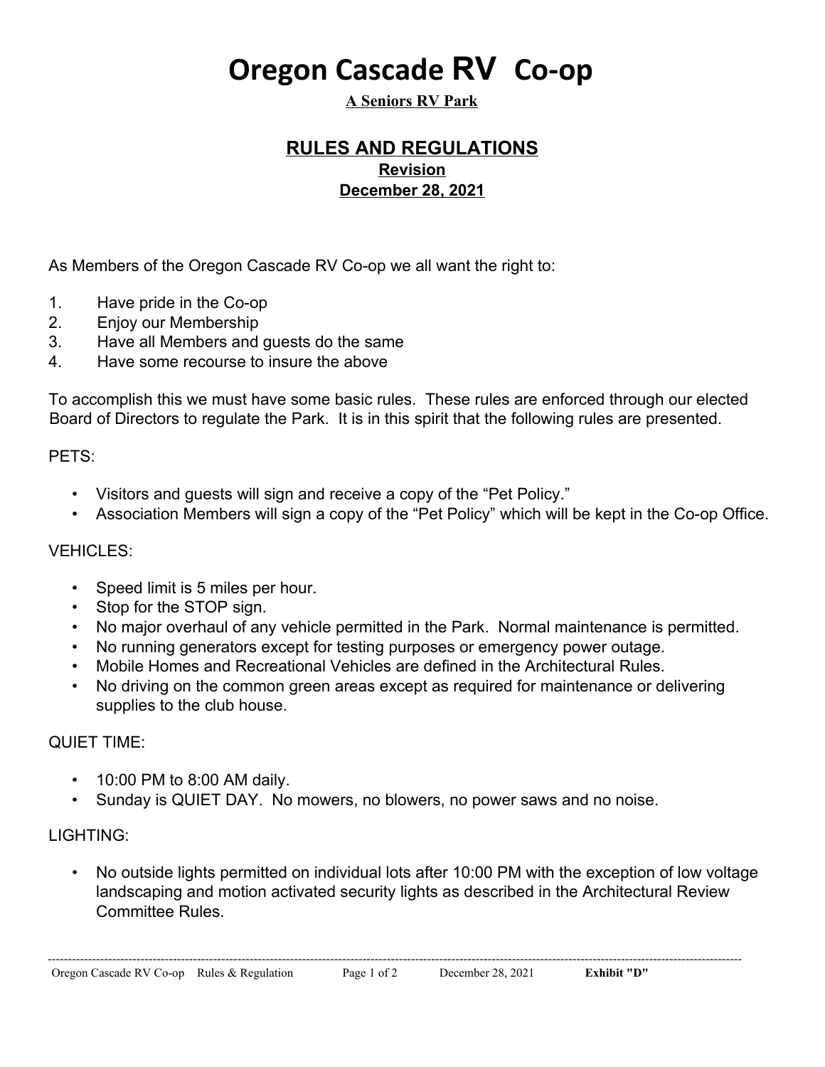# Oregon Cascade RV Co-op

**A Seniors RV Park**

## RULES AND REGULATIONS

**Revision**

**December 28, 2021**

As Members of the Oregon Cascade RV Co-op we all want the right to:

1. Have pride in the Co-op
2. Enjoy our Membership
3. Have all Members and guests do the same
4. Have some recourse to insure the above

To accomplish this we must have some basic rules. These rules are enforced through our elected Board of Directors to regulate the Park. It is in this spirit that the following rules are presented.

PETS:

- Visitors and guests will sign and receive a copy of the "Pet Policy."
- Association Members will sign a copy of the "Pet Policy" which will be kept in the Co-op Office.

VEHICLES:

- Speed limit is 5 miles per hour.
- Stop for the STOP sign.
- No major overhaul of any vehicle permitted in the Park. Normal maintenance is permitted.
- No running generators except for testing purposes or emergency power outage.
- Mobile Homes and Recreational Vehicles are defined in the Architectural Rules.
- No driving on the common green areas except as required for maintenance or delivering supplies to the club house.

QUIET TIME:

- 10:00 PM to 8:00 AM daily.
- Sunday is QUIET DAY. No mowers, no blowers, no power saws and no noise.

LIGHTING:

- No outside lights permitted on individual lots after 10:00 PM with the exception of low voltage landscaping and motion activated security lights as described in the Architectural Review Committee Rules.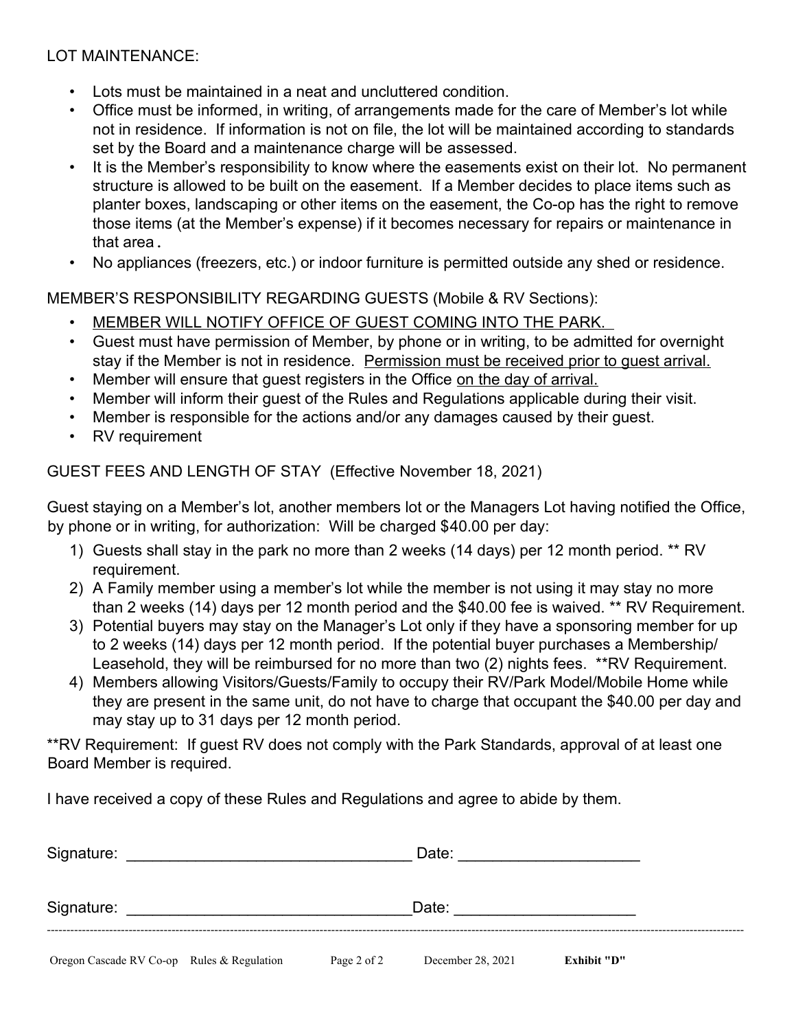LOT MAINTENANCE:

- Lots must be maintained in a neat and uncluttered condition.
- Office must be informed, in writing, of arrangements made for the care of Member's lot while not in residence. If information is not on file, the lot will be maintained according to standards set by the Board and a maintenance charge will be assessed.
- It is the Member's responsibility to know where the easements exist on their lot. No permanent structure is allowed to be built on the easement. If a Member decides to place items such as planter boxes, landscaping or other items on the easement, the Co-op has the right to remove those items (at the Member's expense) if it becomes necessary for repairs or maintenance in that area.
- No appliances (freezers, etc.) or indoor furniture is permitted outside any shed or residence.

MEMBER'S RESPONSIBILITY REGARDING GUESTS (Mobile & RV Sections):

- <u>MEMBER WILL NOTIFY OFFICE OF GUEST COMING INTO THE PARK.</u>
- Guest must have permission of Member, by phone or in writing, to be admitted for overnight stay if the Member is not in residence. <u>Permission must be received prior to guest arrival.</u>
- Member will ensure that guest registers in the Office <u>on the day of arrival.</u>
- Member will inform their guest of the Rules and Regulations applicable during their visit.
- Member is responsible for the actions and/or any damages caused by their guest.
- RV requirement

GUEST FEES AND LENGTH OF STAY (Effective November 18, 2021)

Guest staying on a Member's lot, another members lot or the Managers Lot having notified the Office, by phone or in writing, for authorization: Will be charged $40.00 per day:

1) Guests shall stay in the park no more than 2 weeks (14 days) per 12 month period. ** RV requirement.
2) A Family member using a member's lot while the member is not using it may stay no more than 2 weeks (14) days per 12 month period and the $40.00 fee is waived. ** RV Requirement.
3) Potential buyers may stay on the Manager's Lot only if they have a sponsoring member for up to 2 weeks (14) days per 12 month period. If the potential buyer purchases a Membership/ Leasehold, they will be reimbursed for no more than two (2) nights fees. **RV Requirement.
4) Members allowing Visitors/Guests/Family to occupy their RV/Park Model/Mobile Home while they are present in the same unit, do not have to charge that occupant the $40.00 per day and may stay up to 31 days per 12 month period.

**RV Requirement: If guest RV does not comply with the Park Standards, approval of at least one Board Member is required.

I have received a copy of these Rules and Regulations and agree to abide by them.

Signature: ________________________________ Date: ____________________

Signature: ________________________________ Date: ____________________

Exhibit "D"